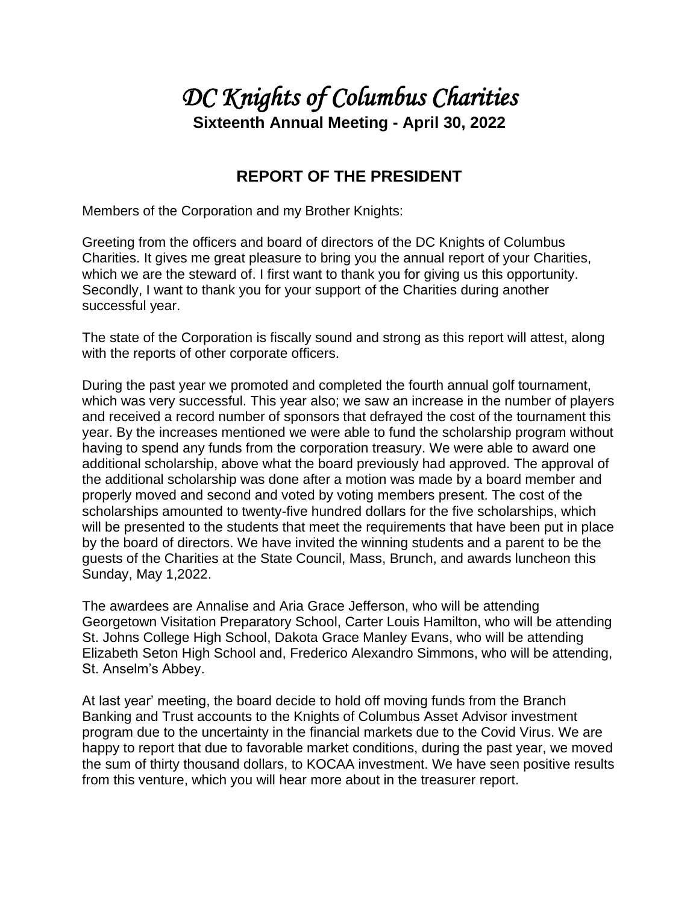# *DC Knights of Columbus Charities*

**Sixteenth Annual Meeting - April 30, 2022**

## REPORT OF THE PRESIDENT

Members of the Corporation and my Brother Knights:

Greeting from the officers and board of directors of the DC Knights of Columbus Charities. It gives me great pleasure to bring you the annual report of your Charities, which we are the steward of. I first want to thank you for giving us this opportunity. Secondly, I want to thank you for your support of the Charities during another successful year.

The state of the Corporation is fiscally sound and strong as this report will attest, along with the reports of other corporate officers.

During the past year we promoted and completed the fourth annual golf tournament, which was very successful. This year also; we saw an increase in the number of players and received a record number of sponsors that defrayed the cost of the tournament this year. By the increases mentioned we were able to fund the scholarship program without having to spend any funds from the corporation treasury. We were able to award one additional scholarship, above what the board previously had approved. The approval of the additional scholarship was done after a motion was made by a board member and properly moved and second and voted by voting members present. The cost of the scholarships amounted to twenty-five hundred dollars for the five scholarships, which will be presented to the students that meet the requirements that have been put in place by the board of directors. We have invited the winning students and a parent to be the guests of the Charities at the State Council, Mass, Brunch, and awards luncheon this Sunday, May 1,2022.

The awardees are Annalise and Aria Grace Jefferson, who will be attending Georgetown Visitation Preparatory School, Carter Louis Hamilton, who will be attending St. Johns College High School, Dakota Grace Manley Evans, who will be attending Elizabeth Seton High School and, Frederico Alexandro Simmons, who will be attending, St. Anselm's Abbey.

At last year' meeting, the board decide to hold off moving funds from the Branch Banking and Trust accounts to the Knights of Columbus Asset Advisor investment program due to the uncertainty in the financial markets due to the Covid Virus. We are happy to report that due to favorable market conditions, during the past year, we moved the sum of thirty thousand dollars, to KOCAA investment. We have seen positive results from this venture, which you will hear more about in the treasurer report.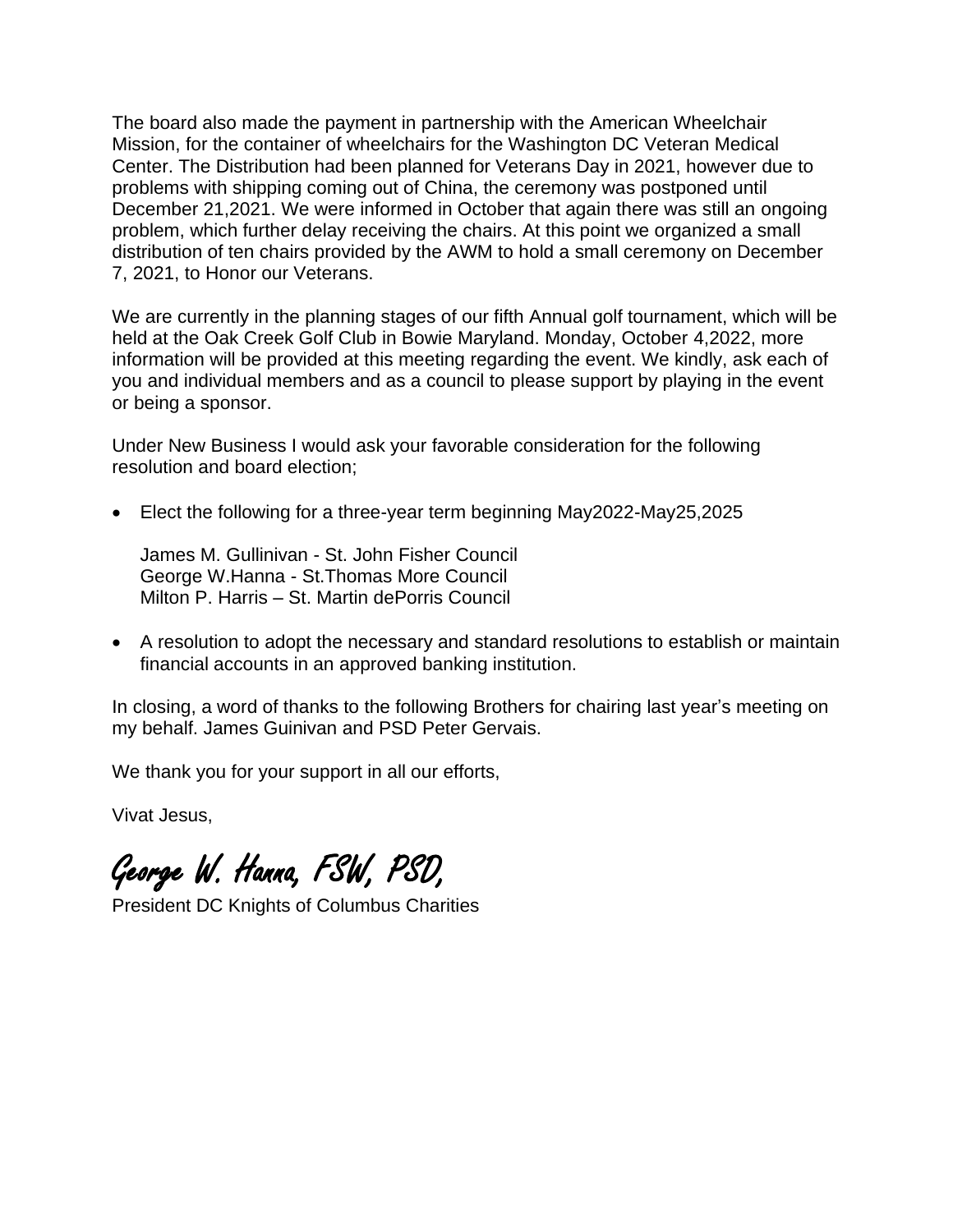The board also made the payment in partnership with the American Wheelchair Mission, for the container of wheelchairs for the Washington DC Veteran Medical Center. The Distribution had been planned for Veterans Day in 2021, however due to problems with shipping coming out of China, the ceremony was postponed until December 21,2021. We were informed in October that again there was still an ongoing problem, which further delay receiving the chairs. At this point we organized a small distribution of ten chairs provided by the AWM to hold a small ceremony on December 7, 2021, to Honor our Veterans.

We are currently in the planning stages of our fifth Annual golf tournament, which will be held at the Oak Creek Golf Club in Bowie Maryland. Monday, October 4,2022, more information will be provided at this meeting regarding the event. We kindly, ask each of you and individual members and as a council to please support by playing in the event or being a sponsor.

Under New Business I would ask your favorable consideration for the following resolution and board election;

- Elect the following for a three-year term beginning May2022-May25,2025

  James M. Gullinivan - St. John Fisher Council
  George W.Hanna - St.Thomas More Council
  Milton P. Harris – St. Martin dePorris Council

- A resolution to adopt the necessary and standard resolutions to establish or maintain financial accounts in an approved banking institution.

In closing, a word of thanks to the following Brothers for chairing last year's meeting on my behalf. James Guinivan and PSD Peter Gervais.

We thank you for your support in all our efforts,

Vivat Jesus,

*George W. Hanna, FSW, PSD,*
President DC Knights of Columbus Charities